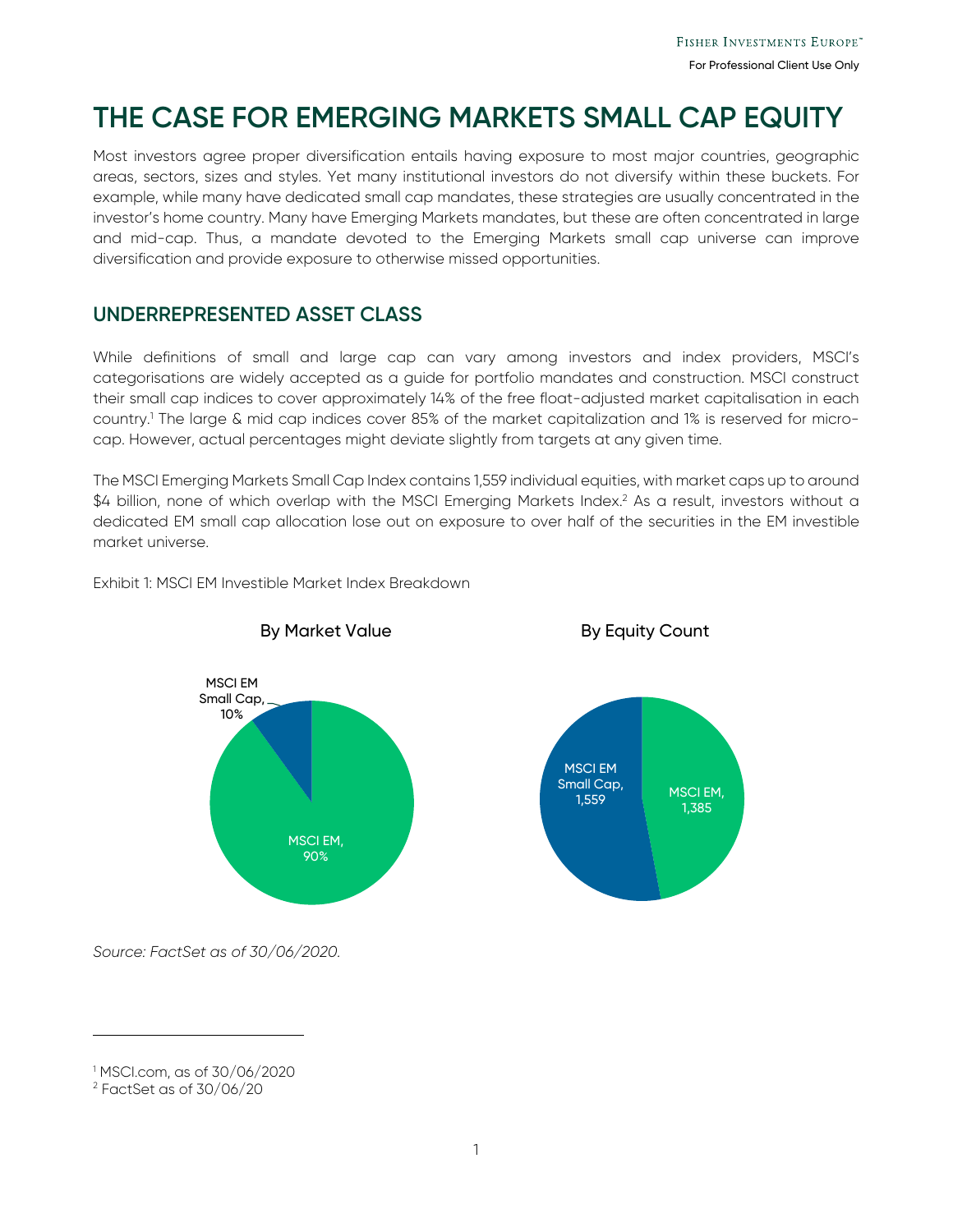# THE CASE FOR EMERGING MARKETS SMALL CAP EQUITY

Most investors agree proper diversification entails having exposure to most major countries, geographic areas, sectors, sizes and styles. Yet many institutional investors do not diversify within these buckets. For example, while many have dedicated small cap mandates, these strategies are usually concentrated in the investor's home country. Many have Emerging Markets mandates, but these are often concentrated in large and mid-cap. Thus, a mandate devoted to the Emerging Markets small cap universe can improve diversification and provide exposure to otherwise missed opportunities.

## UNDERREPRESENTED ASSET CLASS

While definitions of small and large cap can vary among investors and index providers, MSCI's categorisations are widely accepted as a guide for portfolio mandates and construction. MSCI construct their small cap indices to cover approximately 14% of the free float-adjusted market capitalisation in each country.[1] The large & mid cap indices cover 85% of the market capitalization and 1% is reserved for micro-cap. However, actual percentages might deviate slightly from targets at any given time.

The MSCI Emerging Markets Small Cap Index contains 1,559 individual equities, with market caps up to around $4 billion, none of which overlap with the MSCI Emerging Markets Index.[2] As a result, investors without a dedicated EM small cap allocation lose out on exposure to over half of the securities in the EM investible market universe.

Exhibit 1: MSCI EM Investible Market Index Breakdown

By Market Value

- MSCI EM Small Cap, 10%
- MSCI EM, 90%

By Equity Count

- MSCI EM Small Cap, 1,559
- MSCI EM, 1,385

*Source: FactSet as of 30/06/2020.*

---

[1] MSCI.com, as of 30/06/2020

[2] FactSet as of 30/06/20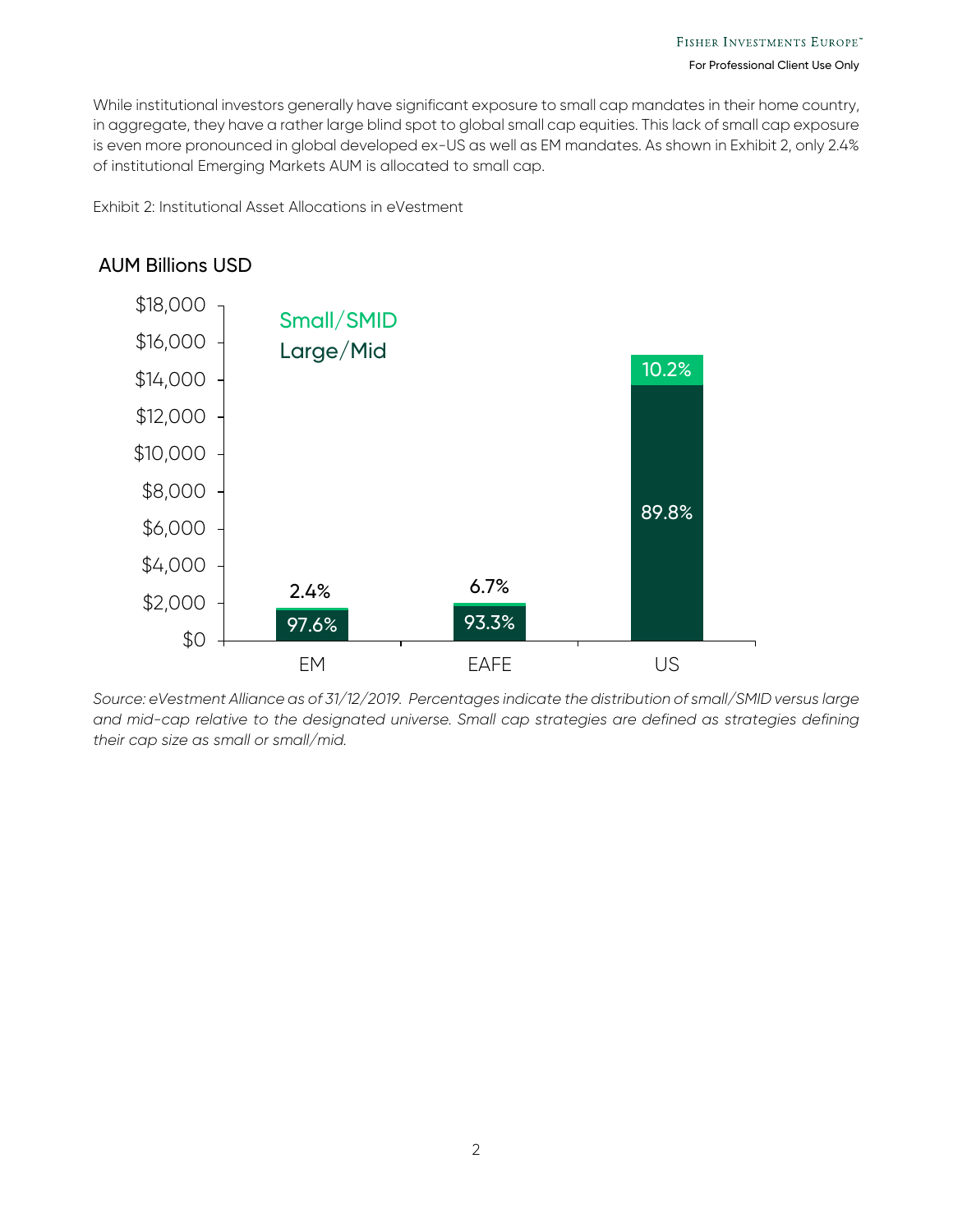While institutional investors generally have significant exposure to small cap mandates in their home country, in aggregate, they have a rather large blind spot to global small cap equities. This lack of small cap exposure is even more pronounced in global developed ex-US as well as EM mandates. As shown in Exhibit 2, only 2.4% of institutional Emerging Markets AUM is allocated to small cap.

Exhibit 2: Institutional Asset Allocations in eVestment

AUM Billions USD

| | EM | EAFE | US |
|---|---|---|---|
| Small/SMID | 2.4% | 6.7% | 10.2% |
| Large/Mid | 97.6% | 93.3% | 89.8% |

*Source: eVestment Alliance as of 31/12/2019. Percentages indicate the distribution of small/SMID versus large and mid-cap relative to the designated universe. Small cap strategies are defined as strategies defining their cap size as small or small/mid.*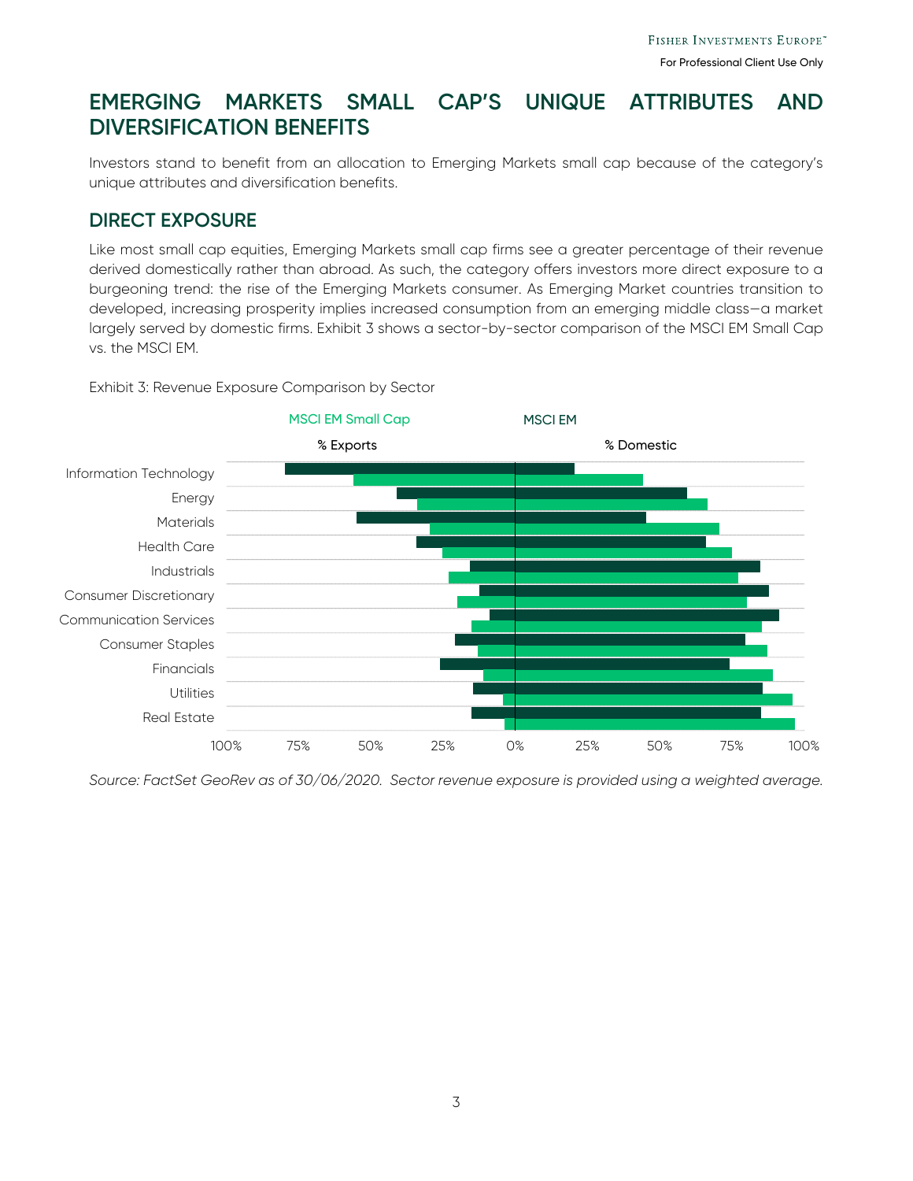# EMERGING MARKETS SMALL CAP'S UNIQUE ATTRIBUTES AND DIVERSIFICATION BENEFITS

Investors stand to benefit from an allocation to Emerging Markets small cap because of the category's unique attributes and diversification benefits.

## DIRECT EXPOSURE

Like most small cap equities, Emerging Markets small cap firms see a greater percentage of their revenue derived domestically rather than abroad. As such, the category offers investors more direct exposure to a burgeoning trend: the rise of the Emerging Markets consumer. As Emerging Market countries transition to developed, increasing prosperity implies increased consumption from an emerging middle class—a market largely served by domestic firms. Exhibit 3 shows a sector-by-sector comparison of the MSCI EM Small Cap vs. the MSCI EM.

Exhibit 3: Revenue Exposure Comparison by Sector

MSCI EM Small Cap | MSCI EM

% Exports | % Domestic

Information Technology, Energy, Materials, Health Care, Industrials, Consumer Discretionary, Communication Services, Consumer Staples, Financials, Utilities, Real Estate

100% 75% 50% 25% 0% 25% 50% 75% 100%

*Source: FactSet GeoRev as of 30/06/2020. Sector revenue exposure is provided using a weighted average.*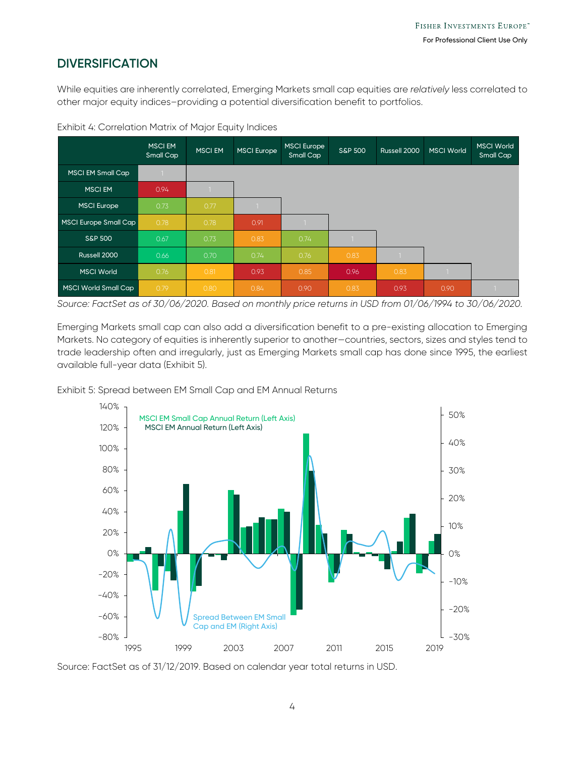## DIVERSIFICATION

While equities are inherently correlated, Emerging Markets small cap equities are *relatively* less correlated to other major equity indices–providing a potential diversification benefit to portfolios.

Exhibit 4: Correlation Matrix of Major Equity Indices

| | MSCI EM Small Cap | MSCI EM | MSCI Europe | MSCI Europe Small Cap | S&P 500 | Russell 2000 | MSCI World | MSCI World Small Cap |
|---|---|---|---|---|---|---|---|---|
| MSCI EM Small Cap | 1 | | | | | | | |
| MSCI EM | 0.94 | 1 | | | | | | |
| MSCI Europe | 0.73 | 0.77 | 1 | | | | | |
| MSCI Europe Small Cap | 0.78 | 0.78 | 0.91 | 1 | | | | |
| S&P 500 | 0.67 | 0.73 | 0.83 | 0.74 | 1 | | | |
| Russell 2000 | 0.66 | 0.70 | 0.74 | 0.76 | 0.83 | 1 | | |
| MSCI World | 0.76 | 0.81 | 0.93 | 0.85 | 0.96 | 0.83 | 1 | |
| MSCI World Small Cap | 0.79 | 0.80 | 0.84 | 0.90 | 0.83 | 0.93 | 0.90 | 1 |

*Source: FactSet as of 30/06/2020. Based on monthly price returns in USD from 01/06/1994 to 30/06/2020.*

Emerging Markets small cap can also add a diversification benefit to a pre-existing allocation to Emerging Markets. No category of equities is inherently superior to another—countries, sectors, sizes and styles tend to trade leadership often and irregularly, just as Emerging Markets small cap has done since 1995, the earliest available full-year data (Exhibit 5).

Exhibit 5: Spread between EM Small Cap and EM Annual Returns

Source: FactSet as of 31/12/2019. Based on calendar year total returns in USD.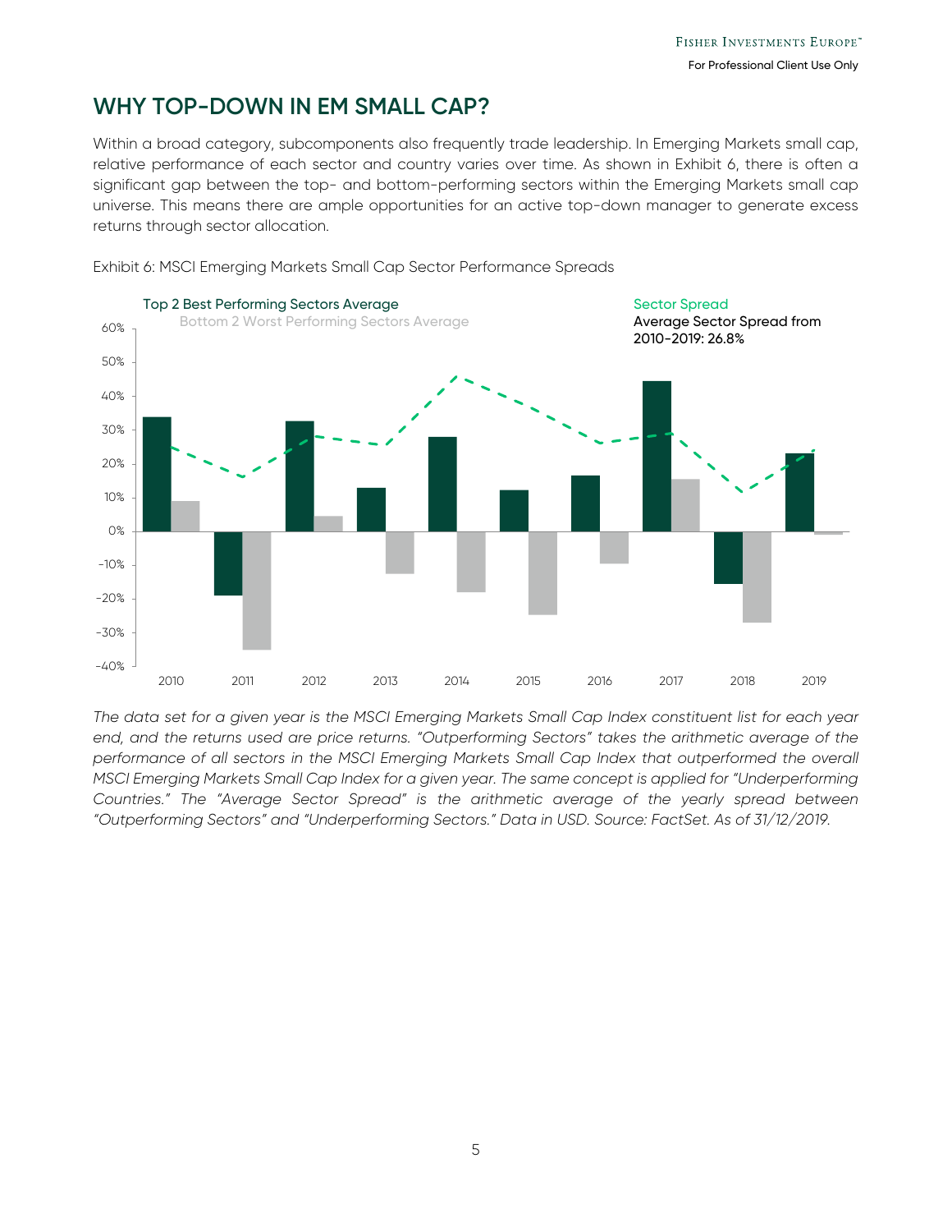## WHY TOP-DOWN IN EM SMALL CAP?

Within a broad category, subcomponents also frequently trade leadership. In Emerging Markets small cap, relative performance of each sector and country varies over time. As shown in Exhibit 6, there is often a significant gap between the top- and bottom-performing sectors within the Emerging Markets small cap universe. This means there are ample opportunities for an active top-down manager to generate excess returns through sector allocation.

Exhibit 6: MSCI Emerging Markets Small Cap Sector Performance Spreads

Top 2 Best Performing Sectors Average
Bottom 2 Worst Performing Sectors Average

Sector Spread
**Average Sector Spread from 2010-2019: 26.8%**

*The data set for a given year is the MSCI Emerging Markets Small Cap Index constituent list for each year end, and the returns used are price returns. "Outperforming Sectors" takes the arithmetic average of the performance of all sectors in the MSCI Emerging Markets Small Cap Index that outperformed the overall MSCI Emerging Markets Small Cap Index for a given year. The same concept is applied for "Underperforming Countries." The "Average Sector Spread" is the arithmetic average of the yearly spread between "Outperforming Sectors" and "Underperforming Sectors." Data in USD. Source: FactSet. As of 31/12/2019.*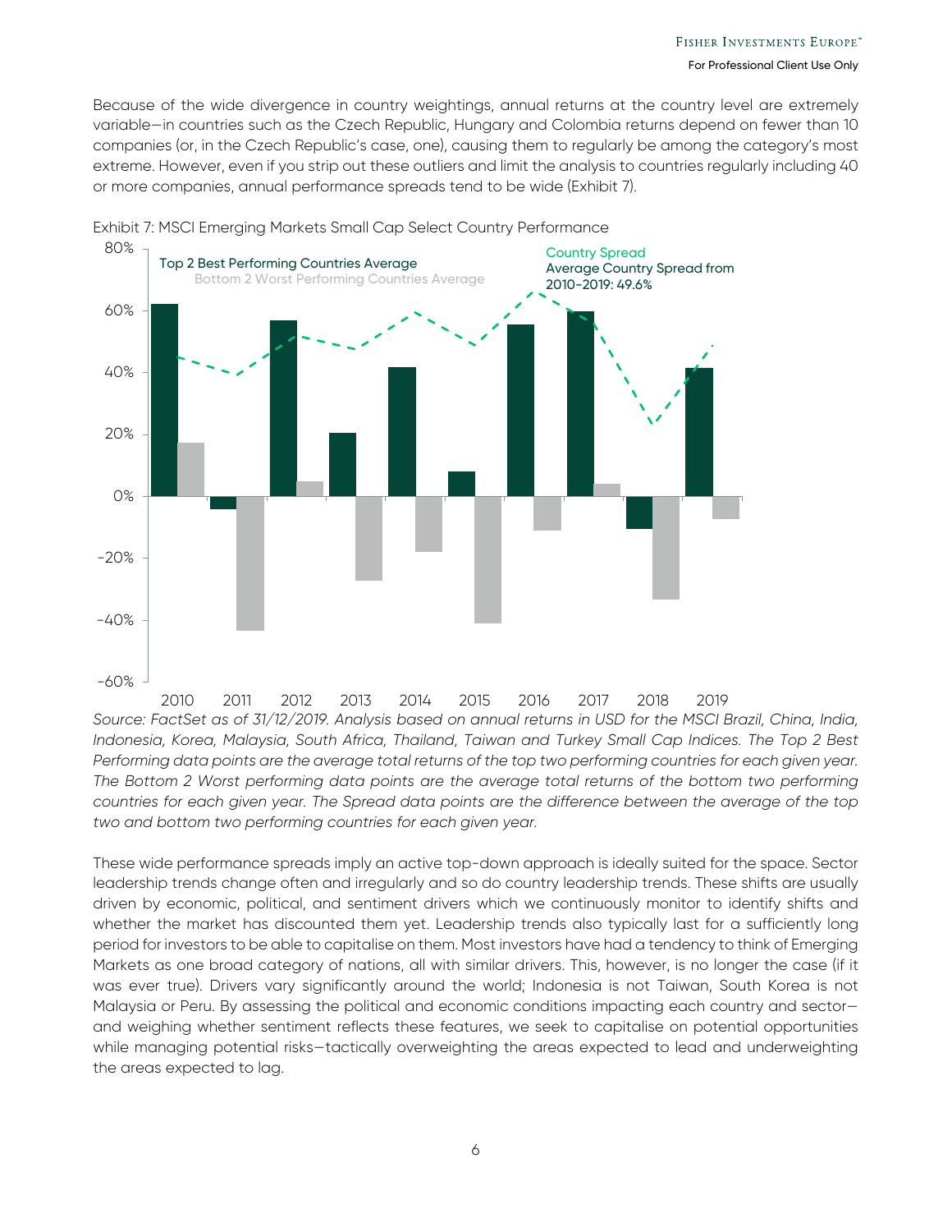Because of the wide divergence in country weightings, annual returns at the country level are extremely variable—in countries such as the Czech Republic, Hungary and Colombia returns depend on fewer than 10 companies (or, in the Czech Republic's case, one), causing them to regularly be among the category's most extreme. However, even if you strip out these outliers and limit the analysis to countries regularly including 40 or more companies, annual performance spreads tend to be wide (Exhibit 7).

Exhibit 7: MSCI Emerging Markets Small Cap Select Country Performance

*Source: FactSet as of 31/12/2019. Analysis based on annual returns in USD for the MSCI Brazil, China, India, Indonesia, Korea, Malaysia, South Africa, Thailand, Taiwan and Turkey Small Cap Indices. The Top 2 Best Performing data points are the average total returns of the top two performing countries for each given year. The Bottom 2 Worst performing data points are the average total returns of the bottom two performing countries for each given year. The Spread data points are the difference between the average of the top two and bottom two performing countries for each given year.*

These wide performance spreads imply an active top-down approach is ideally suited for the space. Sector leadership trends change often and irregularly and so do country leadership trends. These shifts are usually driven by economic, political, and sentiment drivers which we continuously monitor to identify shifts and whether the market has discounted them yet. Leadership trends also typically last for a sufficiently long period for investors to be able to capitalise on them. Most investors have had a tendency to think of Emerging Markets as one broad category of nations, all with similar drivers. This, however, is no longer the case (if it was ever true). Drivers vary significantly around the world; Indonesia is not Taiwan, South Korea is not Malaysia or Peru. By assessing the political and economic conditions impacting each country and sector—and weighing whether sentiment reflects these features, we seek to capitalise on potential opportunities while managing potential risks—tactically overweighting the areas expected to lead and underweighting the areas expected to lag.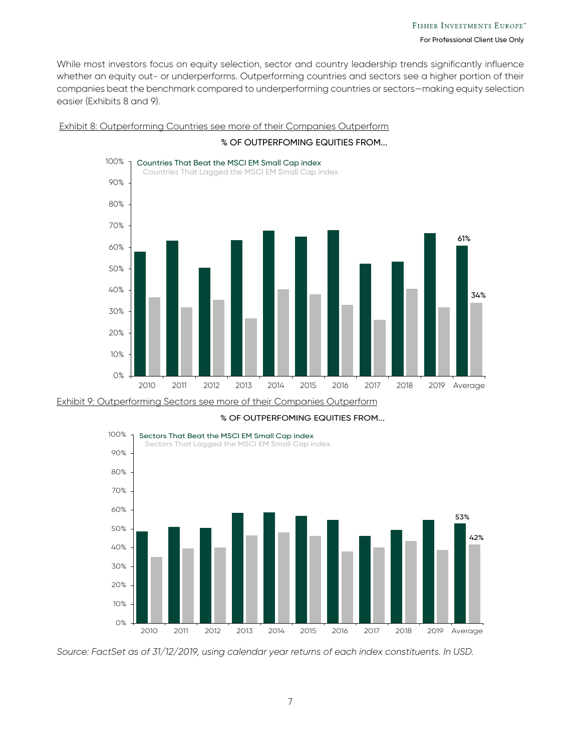While most investors focus on equity selection, sector and country leadership trends significantly influence whether an equity out- or underperforms. Outperforming countries and sectors see a higher portion of their companies beat the benchmark compared to underperforming countries or sectors—making equity selection easier (Exhibits 8 and 9).

Exhibit 8: Outperforming Countries see more of their Companies Outperform

**% OF OUTPERFOMING EQUITIES FROM...**

Countries That Beat the MSCI EM Small Cap index
Countries That Lagged the MSCI EM Small Cap index

Average: 61% (Countries That Beat), 34% (Countries That Lagged)

Exhibit 9: Outperforming Sectors see more of their Companies Outperform

**% OF OUTPERFOMING EQUITIES FROM...**

Sectors That Beat the MSCI EM Small Cap index
Sectors That Lagged the MSCI EM Small Cap index

Average: 53% (Sectors That Beat), 42% (Sectors That Lagged)

*Source: FactSet as of 31/12/2019, using calendar year returns of each index constituents. In USD.*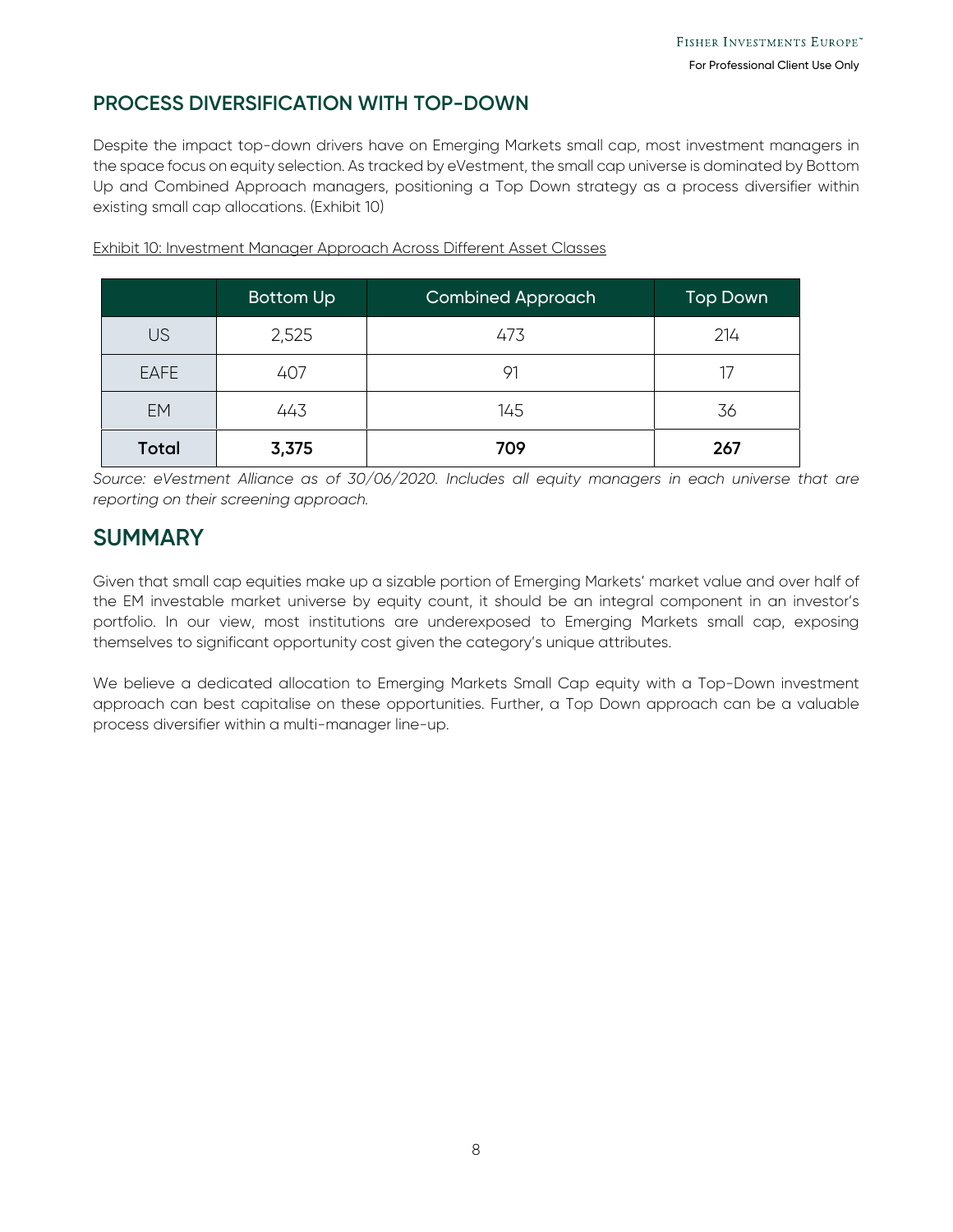## PROCESS DIVERSIFICATION WITH TOP-DOWN

Despite the impact top-down drivers have on Emerging Markets small cap, most investment managers in the space focus on equity selection. As tracked by eVestment, the small cap universe is dominated by Bottom Up and Combined Approach managers, positioning a Top Down strategy as a process diversifier within existing small cap allocations. (Exhibit 10)

Exhibit 10: Investment Manager Approach Across Different Asset Classes

| | Bottom Up | Combined Approach | Top Down |
|---|---|---|---|
| US | 2,525 | 473 | 214 |
| EAFE | 407 | 91 | 17 |
| EM | 443 | 145 | 36 |
| **Total** | **3,375** | **709** | **267** |

*Source: eVestment Alliance as of 30/06/2020. Includes all equity managers in each universe that are reporting on their screening approach.*

## SUMMARY

Given that small cap equities make up a sizable portion of Emerging Markets' market value and over half of the EM investable market universe by equity count, it should be an integral component in an investor's portfolio. In our view, most institutions are underexposed to Emerging Markets small cap, exposing themselves to significant opportunity cost given the category's unique attributes.

We believe a dedicated allocation to Emerging Markets Small Cap equity with a Top-Down investment approach can best capitalise on these opportunities. Further, a Top Down approach can be a valuable process diversifier within a multi-manager line-up.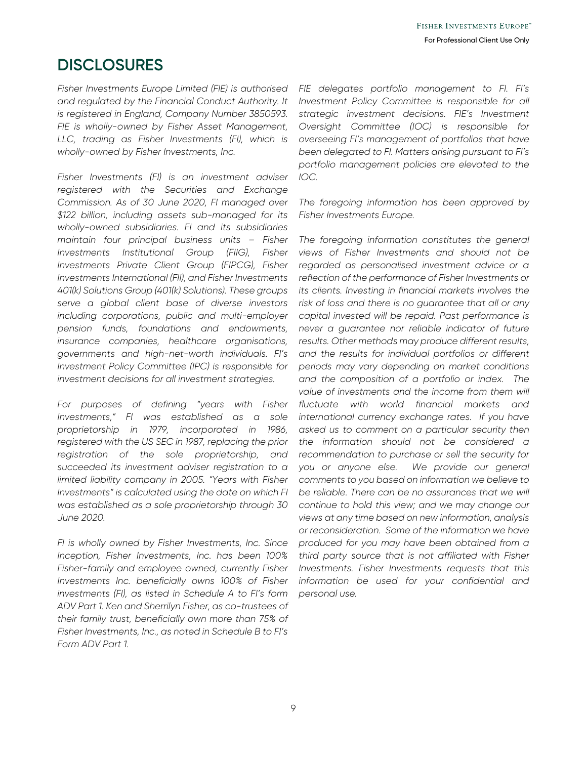# DISCLOSURES

*Fisher Investments Europe Limited (FIE) is authorised and regulated by the Financial Conduct Authority. It is registered in England, Company Number 3850593. FIE is wholly-owned by Fisher Asset Management, LLC, trading as Fisher Investments (FI), which is wholly-owned by Fisher Investments, Inc.*

*Fisher Investments (FI) is an investment adviser registered with the Securities and Exchange Commission. As of 30 June 2020, FI managed over $122 billion, including assets sub-managed for its wholly-owned subsidiaries. FI and its subsidiaries maintain four principal business units – Fisher Investments Institutional Group (FIIG), Fisher Investments Private Client Group (FIPCG), Fisher Investments International (FII), and Fisher Investments 401(k) Solutions Group (401(k) Solutions). These groups serve a global client base of diverse investors including corporations, public and multi-employer pension funds, foundations and endowments, insurance companies, healthcare organisations, governments and high-net-worth individuals. FI's Investment Policy Committee (IPC) is responsible for investment decisions for all investment strategies.*

*For purposes of defining "years with Fisher Investments," FI was established as a sole proprietorship in 1979, incorporated in 1986, registered with the US SEC in 1987, replacing the prior registration of the sole proprietorship, and succeeded its investment adviser registration to a limited liability company in 2005. "Years with Fisher Investments" is calculated using the date on which FI was established as a sole proprietorship through 30 June 2020.*

*FI is wholly owned by Fisher Investments, Inc. Since Inception, Fisher Investments, Inc. has been 100% Fisher-family and employee owned, currently Fisher Investments Inc. beneficially owns 100% of Fisher investments (FI), as listed in Schedule A to FI's form ADV Part 1. Ken and Sherrilyn Fisher, as co-trustees of their family trust, beneficially own more than 75% of Fisher Investments, Inc., as noted in Schedule B to FI's Form ADV Part 1.*

*FIE delegates portfolio management to FI. FI's Investment Policy Committee is responsible for all strategic investment decisions. FIE's Investment Oversight Committee (IOC) is responsible for overseeing FI's management of portfolios that have been delegated to FI. Matters arising pursuant to FI's portfolio management policies are elevated to the IOC.*

*The foregoing information has been approved by Fisher Investments Europe.*

*The foregoing information constitutes the general views of Fisher Investments and should not be regarded as personalised investment advice or a reflection of the performance of Fisher Investments or its clients. Investing in financial markets involves the risk of loss and there is no guarantee that all or any capital invested will be repaid. Past performance is never a guarantee nor reliable indicator of future results. Other methods may produce different results, and the results for individual portfolios or different periods may vary depending on market conditions and the composition of a portfolio or index. The value of investments and the income from them will fluctuate with world financial markets and international currency exchange rates. If you have asked us to comment on a particular security then the information should not be considered a recommendation to purchase or sell the security for you or anyone else. We provide our general comments to you based on information we believe to be reliable. There can be no assurances that we will continue to hold this view; and we may change our views at any time based on new information, analysis or reconsideration. Some of the information we have produced for you may have been obtained from a third party source that is not affiliated with Fisher Investments. Fisher Investments requests that this information be used for your confidential and personal use.*